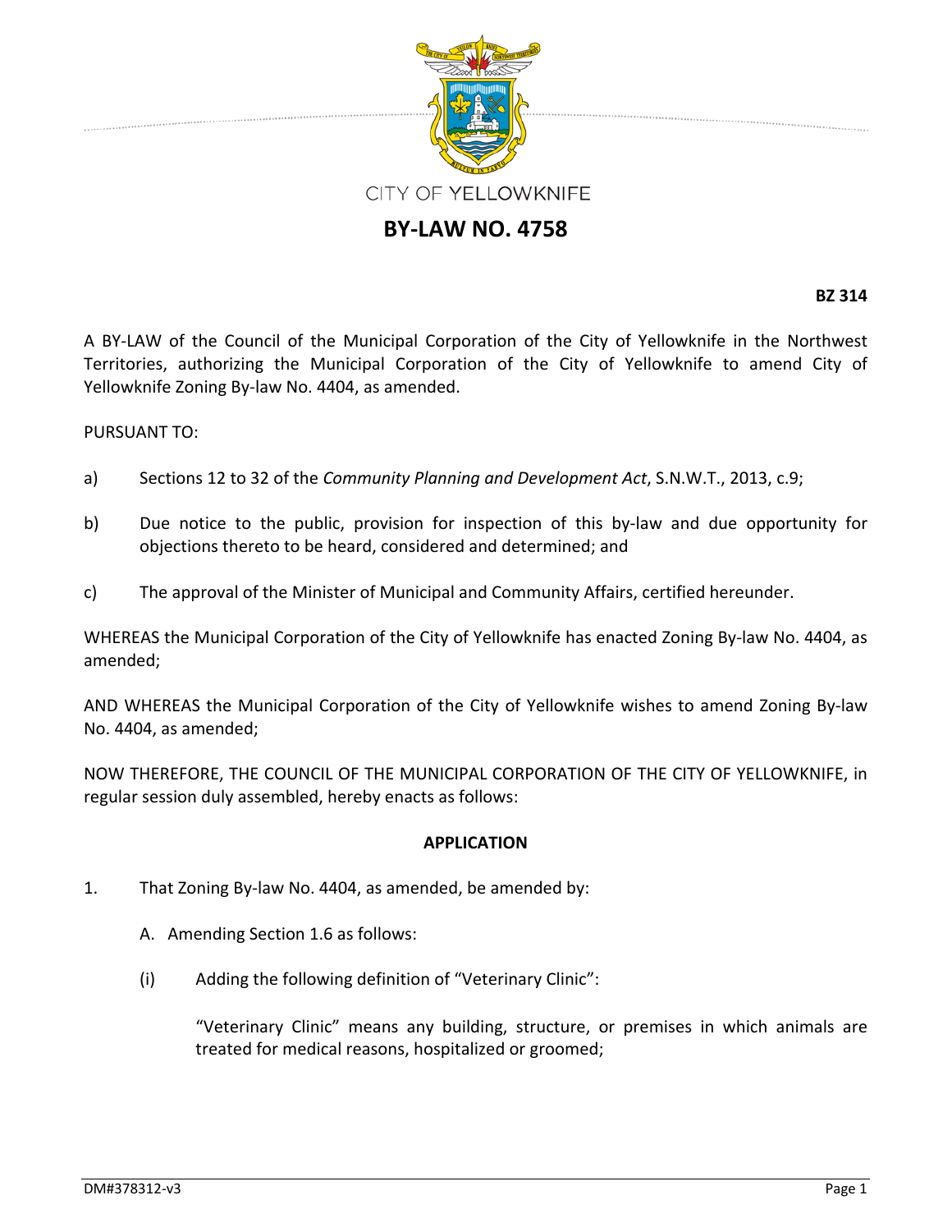CITY OF YELLOWKNIFE

# BY-LAW NO. 4758

**BZ 314**

A BY-LAW of the Council of the Municipal Corporation of the City of Yellowknife in the Northwest Territories, authorizing the Municipal Corporation of the City of Yellowknife to amend City of Yellowknife Zoning By-law No. 4404, as amended.

PURSUANT TO:

a) Sections 12 to 32 of the *Community Planning and Development Act*, S.N.W.T., 2013, c.9;

b) Due notice to the public, provision for inspection of this by-law and due opportunity for objections thereto to be heard, considered and determined; and

c) The approval of the Minister of Municipal and Community Affairs, certified hereunder.

WHEREAS the Municipal Corporation of the City of Yellowknife has enacted Zoning By-law No. 4404, as amended;

AND WHEREAS the Municipal Corporation of the City of Yellowknife wishes to amend Zoning By-law No. 4404, as amended;

NOW THEREFORE, THE COUNCIL OF THE MUNICIPAL CORPORATION OF THE CITY OF YELLOWKNIFE, in regular session duly assembled, hereby enacts as follows:

**APPLICATION**

1. That Zoning By-law No. 4404, as amended, be amended by:

   A. Amending Section 1.6 as follows:

   (i) Adding the following definition of "Veterinary Clinic":

   "Veterinary Clinic" means any building, structure, or premises in which animals are treated for medical reasons, hospitalized or groomed;

DM#378312-v3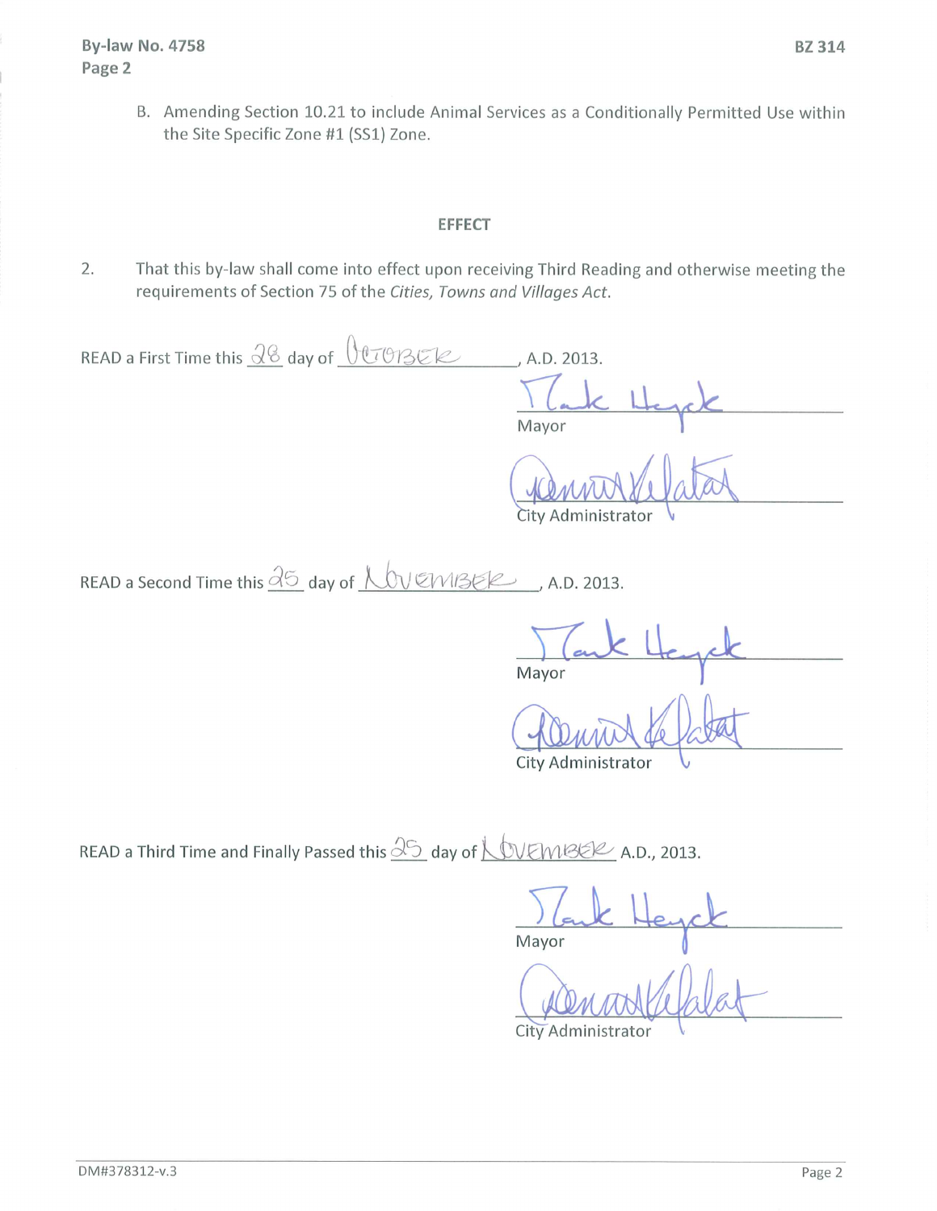B. Amending Section 10.21 to include Animal Services as a Conditionally Permitted Use within the Site Specific Zone #1 (SS1) Zone.

## EFFECT

2. That this by-law shall come into effect upon receiving Third Reading and otherwise meeting the requirements of Section 75 of the *Cities, Towns and Villages Act*.

READ a First Time this 28 day of OCTOBER, A.D. 2013.

Mayor

City Administrator

READ a Second Time this 25 day of NOVEMBER, A.D. 2013.

Mayor

City Administrator

READ a Third Time and Finally Passed this 25 day of NOVEMBER A.D., 2013.

Mayor

City Administrator

DM#378312-v.3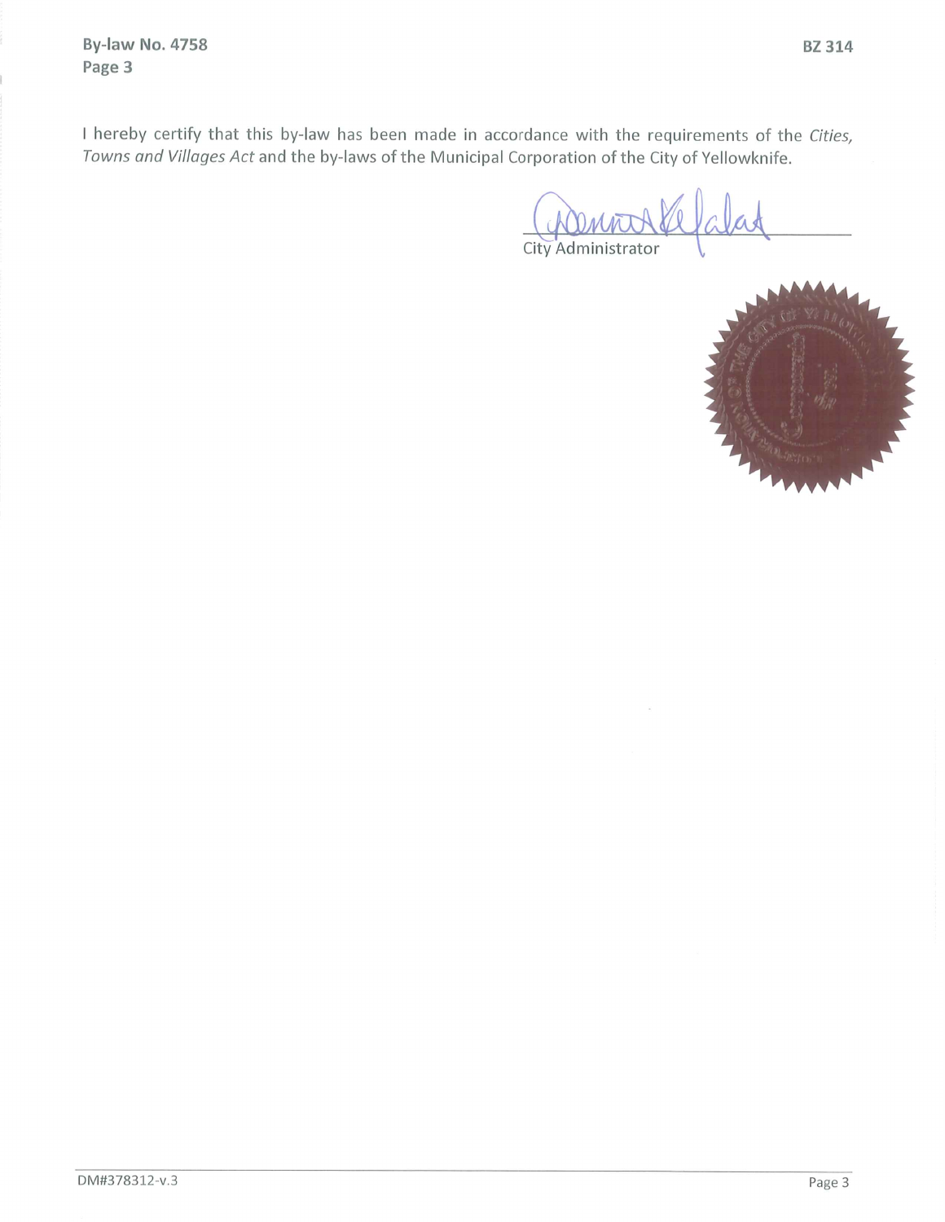I hereby certify that this by-law has been made in accordance with the requirements of the *Cities, Towns and Villages Act* and the by-laws of the Municipal Corporation of the City of Yellowknife.

City Administrator

DM#378312-v.3